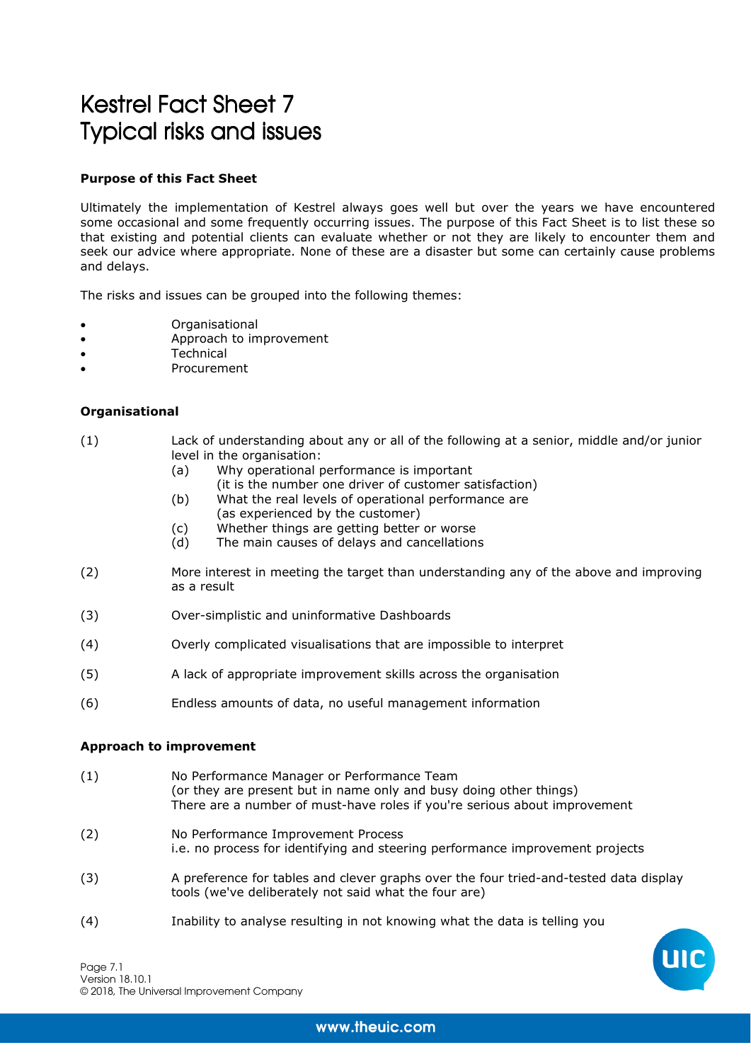# Kestrel Fact Sheet 7
# Typical risks and issues

**Purpose of this Fact Sheet**

Ultimately the implementation of Kestrel always goes well but over the years we have encountered some occasional and some frequently occurring issues. The purpose of this Fact Sheet is to list these so that existing and potential clients can evaluate whether or not they are likely to encounter them and seek our advice where appropriate. None of these are a disaster but some can certainly cause problems and delays.

The risks and issues can be grouped into the following themes:

- Organisational
- Approach to improvement
- Technical
- Procurement

**Organisational**

(1) Lack of understanding about any or all of the following at a senior, middle and/or junior level in the organisation:
  - (a) Why operational performance is important (it is the number one driver of customer satisfaction)
  - (b) What the real levels of operational performance are (as experienced by the customer)
  - (c) Whether things are getting better or worse
  - (d) The main causes of delays and cancellations

(2) More interest in meeting the target than understanding any of the above and improving as a result

(3) Over-simplistic and uninformative Dashboards

(4) Overly complicated visualisations that are impossible to interpret

(5) A lack of appropriate improvement skills across the organisation

(6) Endless amounts of data, no useful management information

**Approach to improvement**

(1) No Performance Manager or Performance Team
(or they are present but in name only and busy doing other things)
There are a number of must-have roles if you're serious about improvement

(2) No Performance Improvement Process
i.e. no process for identifying and steering performance improvement projects

(3) A preference for tables and clever graphs over the four tried-and-tested data display tools (we've deliberately not said what the four are)

(4) Inability to analyse resulting in not knowing what the data is telling you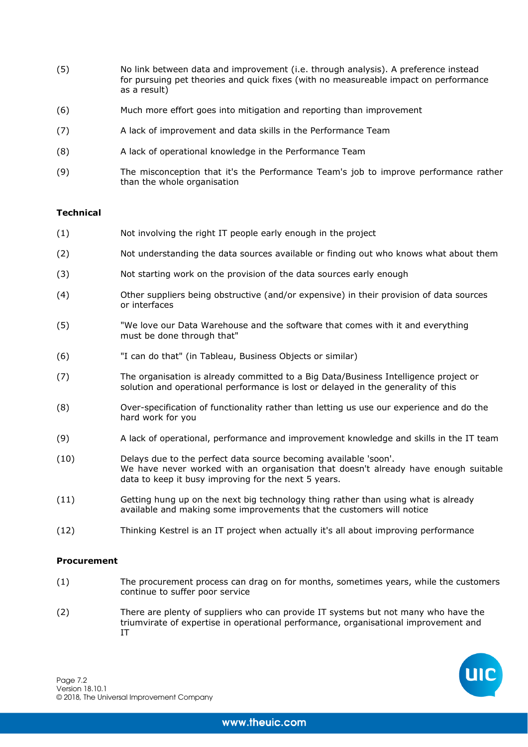(5) No link between data and improvement (i.e. through analysis). A preference instead for pursuing pet theories and quick fixes (with no measureable impact on performance as a result)

(6) Much more effort goes into mitigation and reporting than improvement

(7) A lack of improvement and data skills in the Performance Team

(8) A lack of operational knowledge in the Performance Team

(9) The misconception that it's the Performance Team's job to improve performance rather than the whole organisation

**Technical**

(1) Not involving the right IT people early enough in the project

(2) Not understanding the data sources available or finding out who knows what about them

(3) Not starting work on the provision of the data sources early enough

(4) Other suppliers being obstructive (and/or expensive) in their provision of data sources or interfaces

(5) "We love our Data Warehouse and the software that comes with it and everything must be done through that"

(6) "I can do that" (in Tableau, Business Objects or similar)

(7) The organisation is already committed to a Big Data/Business Intelligence project or solution and operational performance is lost or delayed in the generality of this

(8) Over-specification of functionality rather than letting us use our experience and do the hard work for you

(9) A lack of operational, performance and improvement knowledge and skills in the IT team

(10) Delays due to the perfect data source becoming available 'soon'.
We have never worked with an organisation that doesn't already have enough suitable data to keep it busy improving for the next 5 years.

(11) Getting hung up on the next big technology thing rather than using what is already available and making some improvements that the customers will notice

(12) Thinking Kestrel is an IT project when actually it's all about improving performance

**Procurement**

(1) The procurement process can drag on for months, sometimes years, while the customers continue to suffer poor service

(2) There are plenty of suppliers who can provide IT systems but not many who have the triumvirate of expertise in operational performance, organisational improvement and IT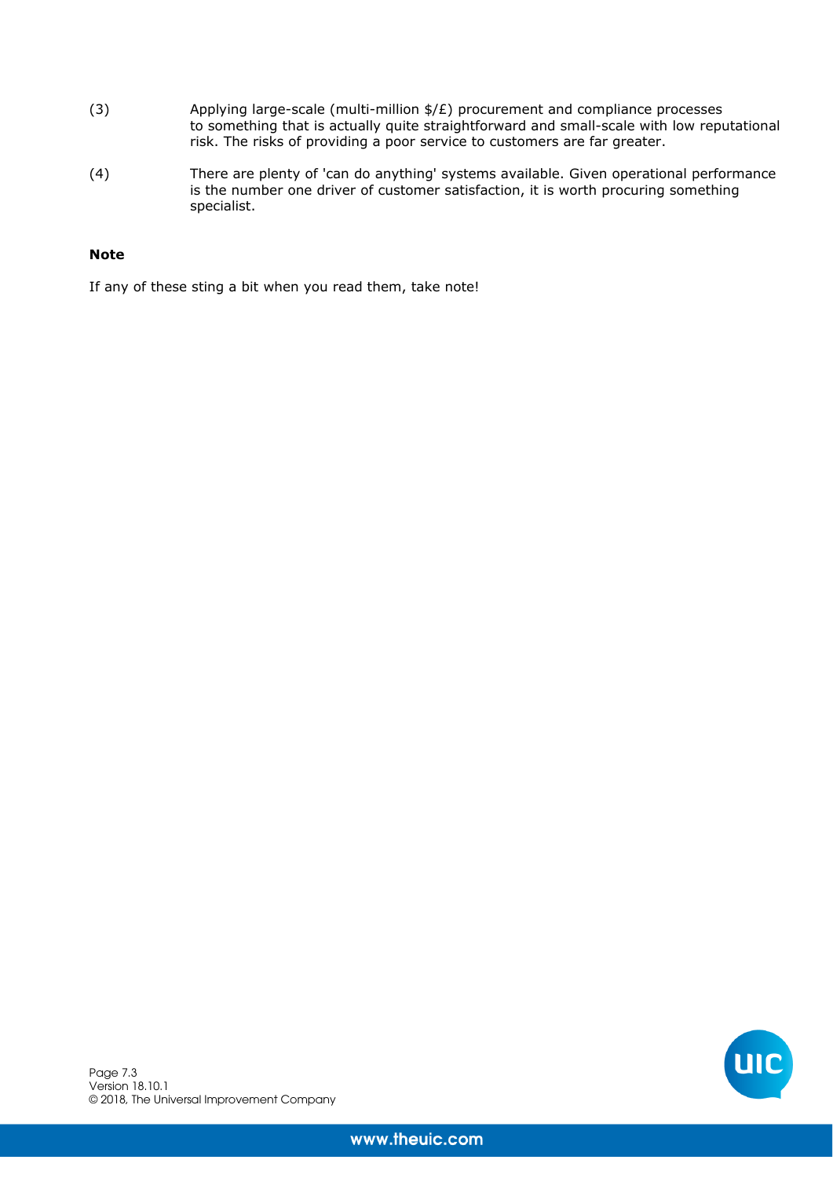(3) Applying large-scale (multi-million $/£) procurement and compliance processes to something that is actually quite straightforward and small-scale with low reputational risk. The risks of providing a poor service to customers are far greater.

(4) There are plenty of 'can do anything' systems available. Given operational performance is the number one driver of customer satisfaction, it is worth procuring something specialist.

**Note**

If any of these sting a bit when you read them, take note!